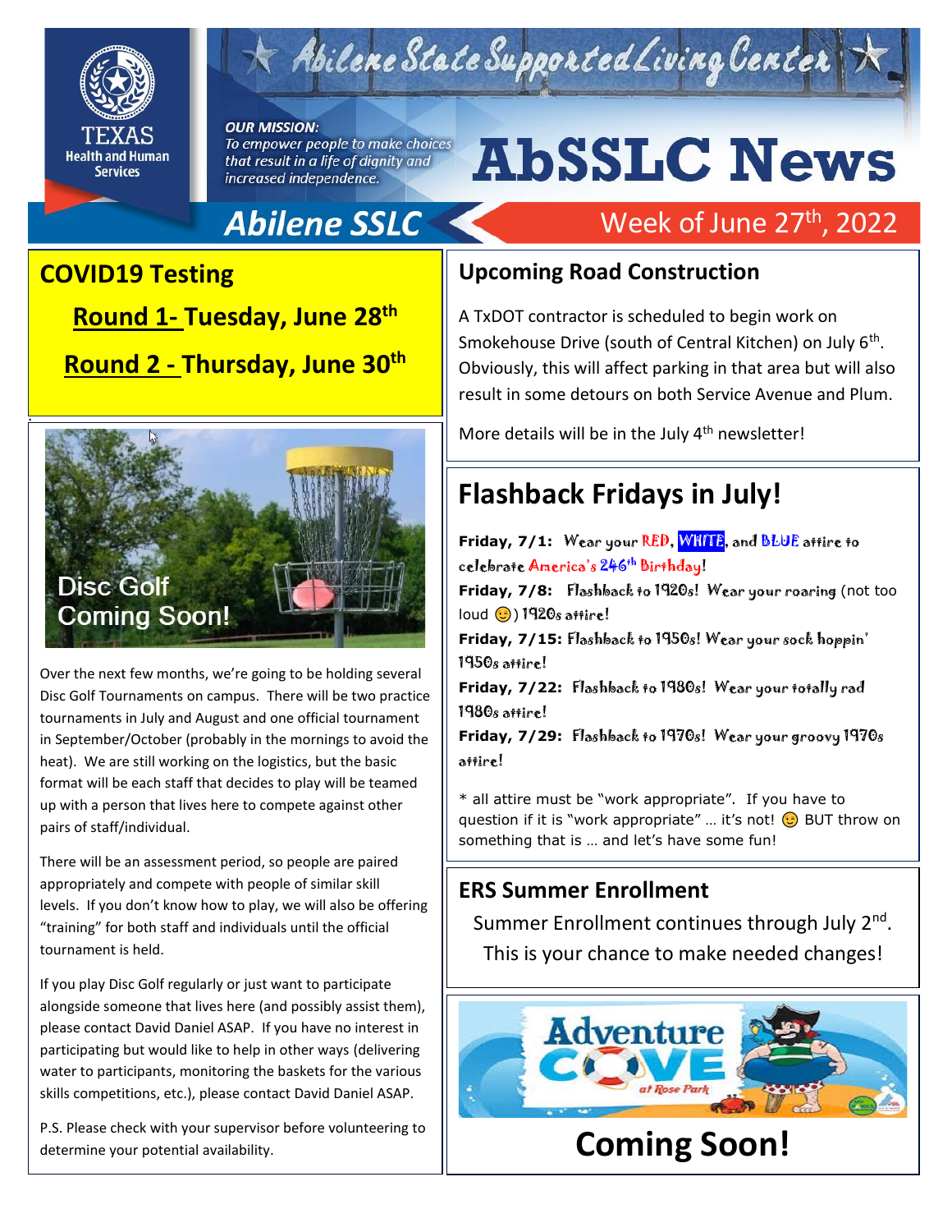# Abilene State Supported Living Center

TEXAS Health and Human Services

**OUR MISSION:**
*To empower people to make choices that result in a life of dignity and increased independence.*

# AbSSLC News

**Abilene SSLC**

Week of June 27th, 2022

## COVID19 Testing

**Round 1- Tuesday, June 28th**

**Round 2 - Thursday, June 30th**

Disc Golf Coming Soon!

Over the next few months, we're going to be holding several Disc Golf Tournaments on campus. There will be two practice tournaments in July and August and one official tournament in September/October (probably in the mornings to avoid the heat). We are still working on the logistics, but the basic format will be each staff that decides to play will be teamed up with a person that lives here to compete against other pairs of staff/individual.

There will be an assessment period, so people are paired appropriately and compete with people of similar skill levels. If you don't know how to play, we will also be offering "training" for both staff and individuals until the official tournament is held.

If you play Disc Golf regularly or just want to participate alongside someone that lives here (and possibly assist them), please contact David Daniel ASAP. If you have no interest in participating but would like to help in other ways (delivering water to participants, monitoring the baskets for the various skills competitions, etc.), please contact David Daniel ASAP.

P.S. Please check with your supervisor before volunteering to determine your potential availability.

## Upcoming Road Construction

A TxDOT contractor is scheduled to begin work on Smokehouse Drive (south of Central Kitchen) on July 6th. Obviously, this will affect parking in that area but will also result in some detours on both Service Avenue and Plum.

More details will be in the July 4th newsletter!

## Flashback Fridays in July!

**Friday, 7/1:** Wear your RED, WHITE, and BLUE attire to celebrate America's 246th Birthday!
**Friday, 7/8:** Flashback to 1920s! Wear your roaring (not too loud 😊) 1920s attire!
**Friday, 7/15:** Flashback to 1950s! Wear your sock hoppin' 1950s attire!
**Friday, 7/22:** Flashback to 1980s! Wear your totally rad 1980s attire!
**Friday, 7/29:** Flashback to 1970s! Wear your groovy 1970s attire!

* all attire must be "work appropriate". If you have to question if it is "work appropriate" … it's not! 😊 BUT throw on something that is … and let's have some fun!

## ERS Summer Enrollment

Summer Enrollment continues through July 2nd. This is your chance to make needed changes!

Adventure Cove at Rose Park

# Coming Soon!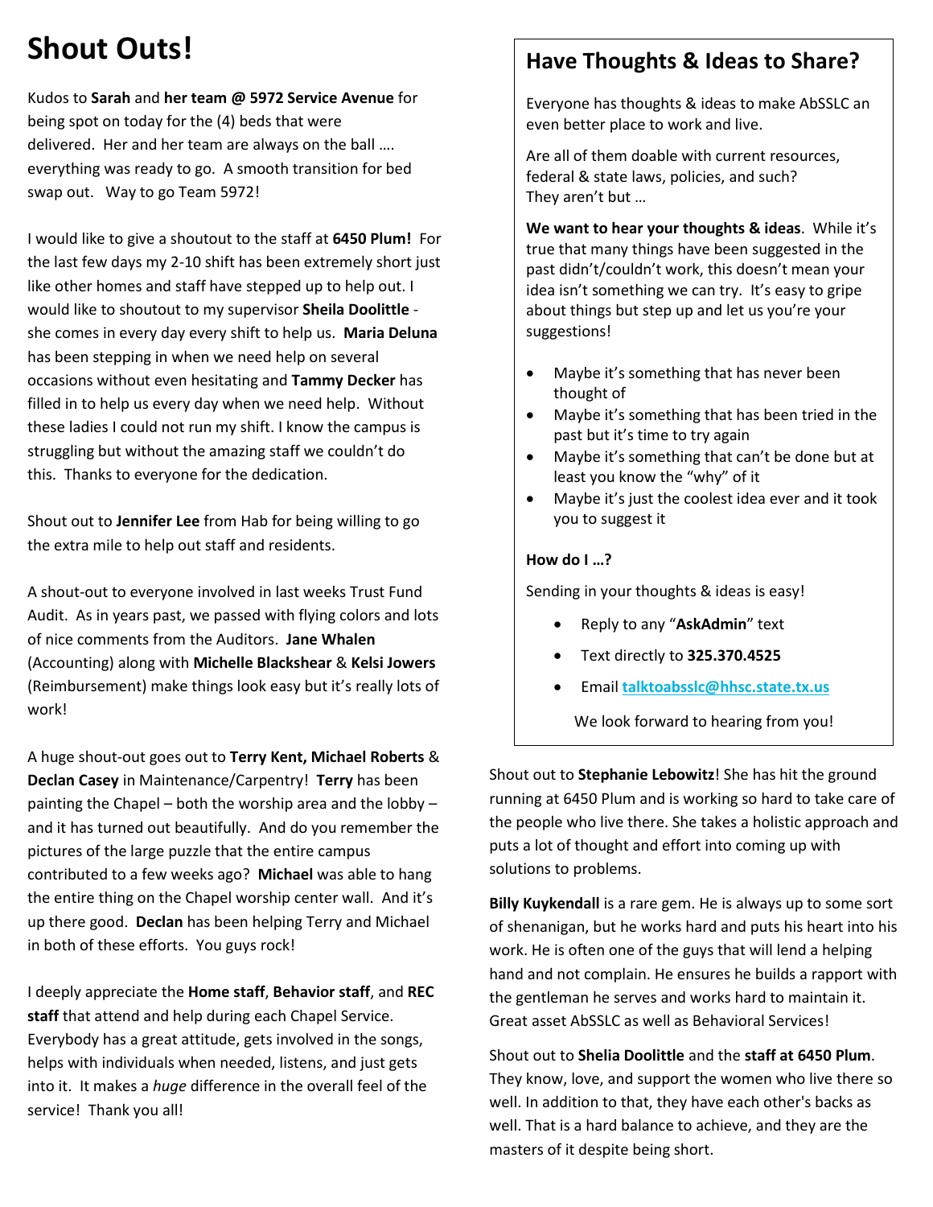# Shout Outs!

Kudos to **Sarah** and **her team @ 5972 Service Avenue** for being spot on today for the (4) beds that were delivered. Her and her team are always on the ball …. everything was ready to go. A smooth transition for bed swap out. Way to go Team 5972!

I would like to give a shoutout to the staff at **6450 Plum!** For the last few days my 2-10 shift has been extremely short just like other homes and staff have stepped up to help out. I would like to shoutout to my supervisor **Sheila Doolittle** - she comes in every day every shift to help us. **Maria Deluna** has been stepping in when we need help on several occasions without even hesitating and **Tammy Decker** has filled in to help us every day when we need help. Without these ladies I could not run my shift. I know the campus is struggling but without the amazing staff we couldn't do this. Thanks to everyone for the dedication.

Shout out to **Jennifer Lee** from Hab for being willing to go the extra mile to help out staff and residents.

A shout-out to everyone involved in last weeks Trust Fund Audit. As in years past, we passed with flying colors and lots of nice comments from the Auditors. **Jane Whalen** (Accounting) along with **Michelle Blackshear** & **Kelsi Jowers** (Reimbursement) make things look easy but it's really lots of work!

A huge shout-out goes out to **Terry Kent, Michael Roberts** & **Declan Casey** in Maintenance/Carpentry! **Terry** has been painting the Chapel – both the worship area and the lobby – and it has turned out beautifully. And do you remember the pictures of the large puzzle that the entire campus contributed to a few weeks ago? **Michael** was able to hang the entire thing on the Chapel worship center wall. And it's up there good. **Declan** has been helping Terry and Michael in both of these efforts. You guys rock!

I deeply appreciate the **Home staff**, **Behavior staff**, and **REC staff** that attend and help during each Chapel Service. Everybody has a great attitude, gets involved in the songs, helps with individuals when needed, listens, and just gets into it. It makes a *huge* difference in the overall feel of the service! Thank you all!

## Have Thoughts & Ideas to Share?

Everyone has thoughts & ideas to make AbSSLC an even better place to work and live.

Are all of them doable with current resources, federal & state laws, policies, and such? They aren't but …

**We want to hear your thoughts & ideas**. While it's true that many things have been suggested in the past didn't/couldn't work, this doesn't mean your idea isn't something we can try. It's easy to gripe about things but step up and let us you're your suggestions!

- Maybe it's something that has never been thought of
- Maybe it's something that has been tried in the past but it's time to try again
- Maybe it's something that can't be done but at least you know the "why" of it
- Maybe it's just the coolest idea ever and it took you to suggest it

**How do I …?**

Sending in your thoughts & ideas is easy!

- Reply to any "**AskAdmin**" text
- Text directly to **325.370.4525**
- Email **talktoabsslc@hhsc.state.tx.us**

We look forward to hearing from you!

Shout out to **Stephanie Lebowitz**! She has hit the ground running at 6450 Plum and is working so hard to take care of the people who live there. She takes a holistic approach and puts a lot of thought and effort into coming up with solutions to problems.

**Billy Kuykendall** is a rare gem. He is always up to some sort of shenanigan, but he works hard and puts his heart into his work. He is often one of the guys that will lend a helping hand and not complain. He ensures he builds a rapport with the gentleman he serves and works hard to maintain it. Great asset AbSSLC as well as Behavioral Services!

Shout out to **Shelia Doolittle** and the **staff at 6450 Plum**. They know, love, and support the women who live there so well. In addition to that, they have each other's backs as well. That is a hard balance to achieve, and they are the masters of it despite being short.